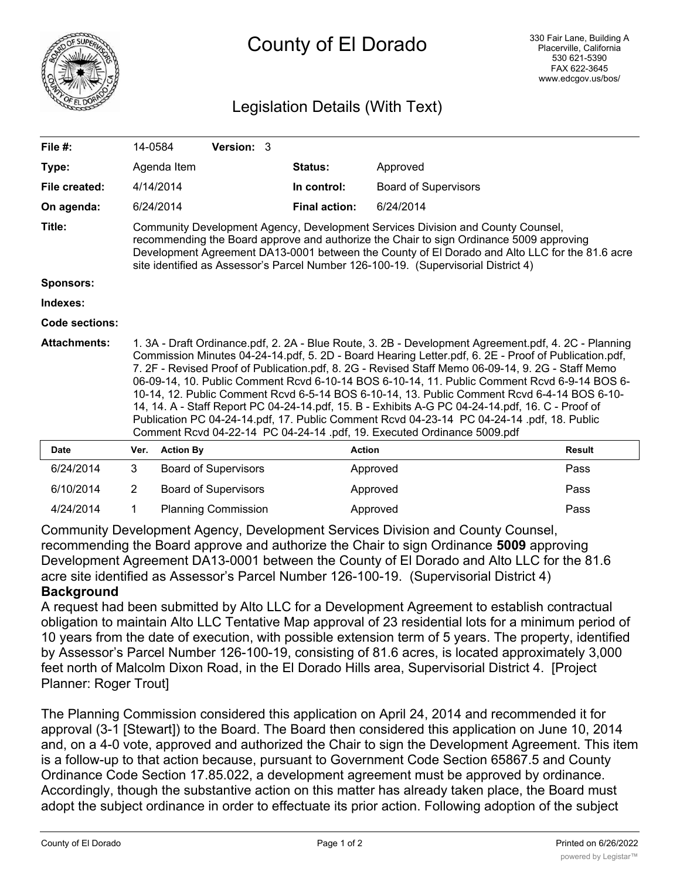# County of El Dorado

330 Fair Lane, Building A
Placerville, California
530 621-5390
FAX 622-3645
www.edcgov.us/bos/

## Legislation Details (With Text)

| | | | |
|---|---|---|---|
| **File #:** | 14-0584 **Version:** 3 | | |
| **Type:** | Agenda Item | **Status:** | Approved |
| **File created:** | 4/14/2014 | **In control:** | Board of Supervisors |
| **On agenda:** | 6/24/2014 | **Final action:** | 6/24/2014 |

**Title:** Community Development Agency, Development Services Division and County Counsel, recommending the Board approve and authorize the Chair to sign Ordinance 5009 approving Development Agreement DA13-0001 between the County of El Dorado and Alto LLC for the 81.6 acre site identified as Assessor's Parcel Number 126-100-19. (Supervisorial District 4)

**Sponsors:**

**Indexes:**

**Code sections:**

**Attachments:** 1. 3A - Draft Ordinance.pdf, 2. 2A - Blue Route, 3. 2B - Development Agreement.pdf, 4. 2C - Planning Commission Minutes 04-24-14.pdf, 5. 2D - Board Hearing Letter.pdf, 6. 2E - Proof of Publication.pdf, 7. 2F - Revised Proof of Publication.pdf, 8. 2G - Revised Staff Memo 06-09-14, 9. 2G - Staff Memo 06-09-14, 10. Public Comment Rcvd 6-10-14 BOS 6-10-14, 11. Public Comment Rcvd 6-9-14 BOS 6-10-14, 12. Public Comment Rcvd 6-5-14 BOS 6-10-14, 13. Public Comment Rcvd 6-4-14 BOS 6-10-14, 14. A - Staff Report PC 04-24-14.pdf, 15. B - Exhibits A-G PC 04-24-14.pdf, 16. C - Proof of Publication PC 04-24-14.pdf, 17. Public Comment Rcvd 04-23-14 PC 04-24-14 .pdf, 18. Public Comment Rcvd 04-22-14 PC 04-24-14 .pdf, 19. Executed Ordinance 5009.pdf

| Date | Ver. | Action By | Action | Result |
|---|---|---|---|---|
| 6/24/2014 | 3 | Board of Supervisors | Approved | Pass |
| 6/10/2014 | 2 | Board of Supervisors | Approved | Pass |
| 4/24/2014 | 1 | Planning Commission | Approved | Pass |

Community Development Agency, Development Services Division and County Counsel, recommending the Board approve and authorize the Chair to sign Ordinance **5009** approving Development Agreement DA13-0001 between the County of El Dorado and Alto LLC for the 81.6 acre site identified as Assessor's Parcel Number 126-100-19. (Supervisorial District 4)

**Background**

A request had been submitted by Alto LLC for a Development Agreement to establish contractual obligation to maintain Alto LLC Tentative Map approval of 23 residential lots for a minimum period of 10 years from the date of execution, with possible extension term of 5 years. The property, identified by Assessor's Parcel Number 126-100-19, consisting of 81.6 acres, is located approximately 3,000 feet north of Malcolm Dixon Road, in the El Dorado Hills area, Supervisorial District 4. [Project Planner: Roger Trout]

The Planning Commission considered this application on April 24, 2014 and recommended it for approval (3-1 [Stewart]) to the Board. The Board then considered this application on June 10, 2014 and, on a 4-0 vote, approved and authorized the Chair to sign the Development Agreement. This item is a follow-up to that action because, pursuant to Government Code Section 65867.5 and County Ordinance Code Section 17.85.022, a development agreement must be approved by ordinance. Accordingly, though the substantive action on this matter has already taken place, the Board must adopt the subject ordinance in order to effectuate its prior action. Following adoption of the subject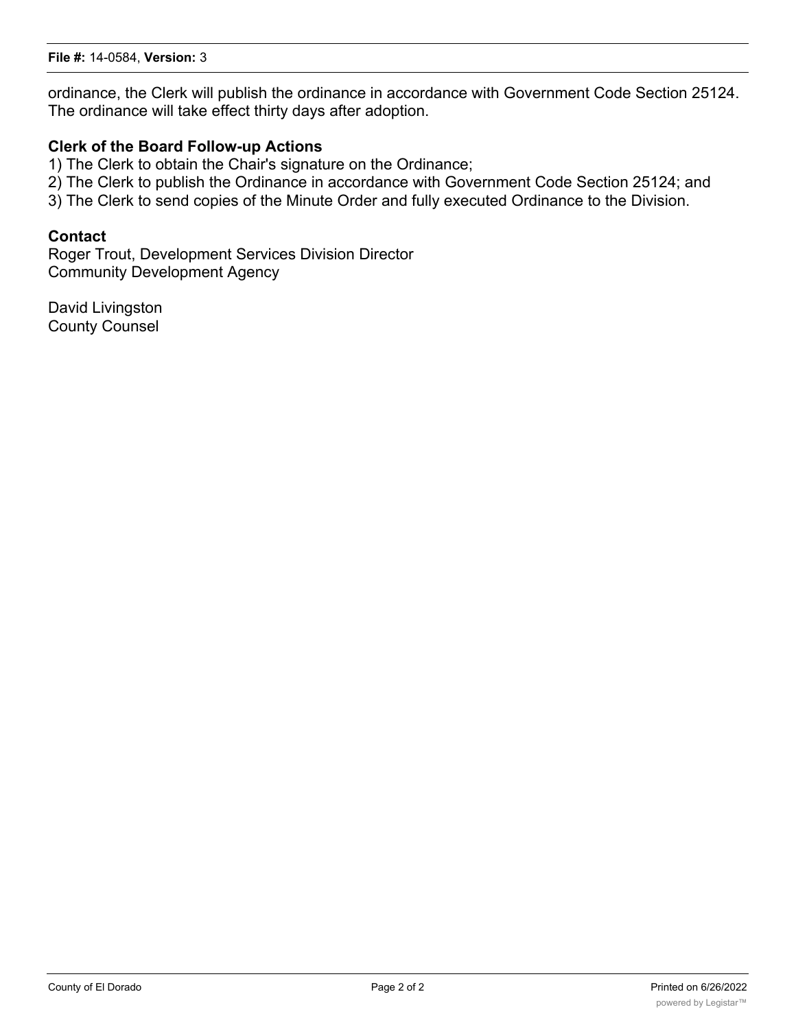ordinance, the Clerk will publish the ordinance in accordance with Government Code Section 25124. The ordinance will take effect thirty days after adoption.

**Clerk of the Board Follow-up Actions**

1) The Clerk to obtain the Chair's signature on the Ordinance;
2) The Clerk to publish the Ordinance in accordance with Government Code Section 25124; and
3) The Clerk to send copies of the Minute Order and fully executed Ordinance to the Division.

**Contact**

Roger Trout, Development Services Division Director
Community Development Agency

David Livingston
County Counsel